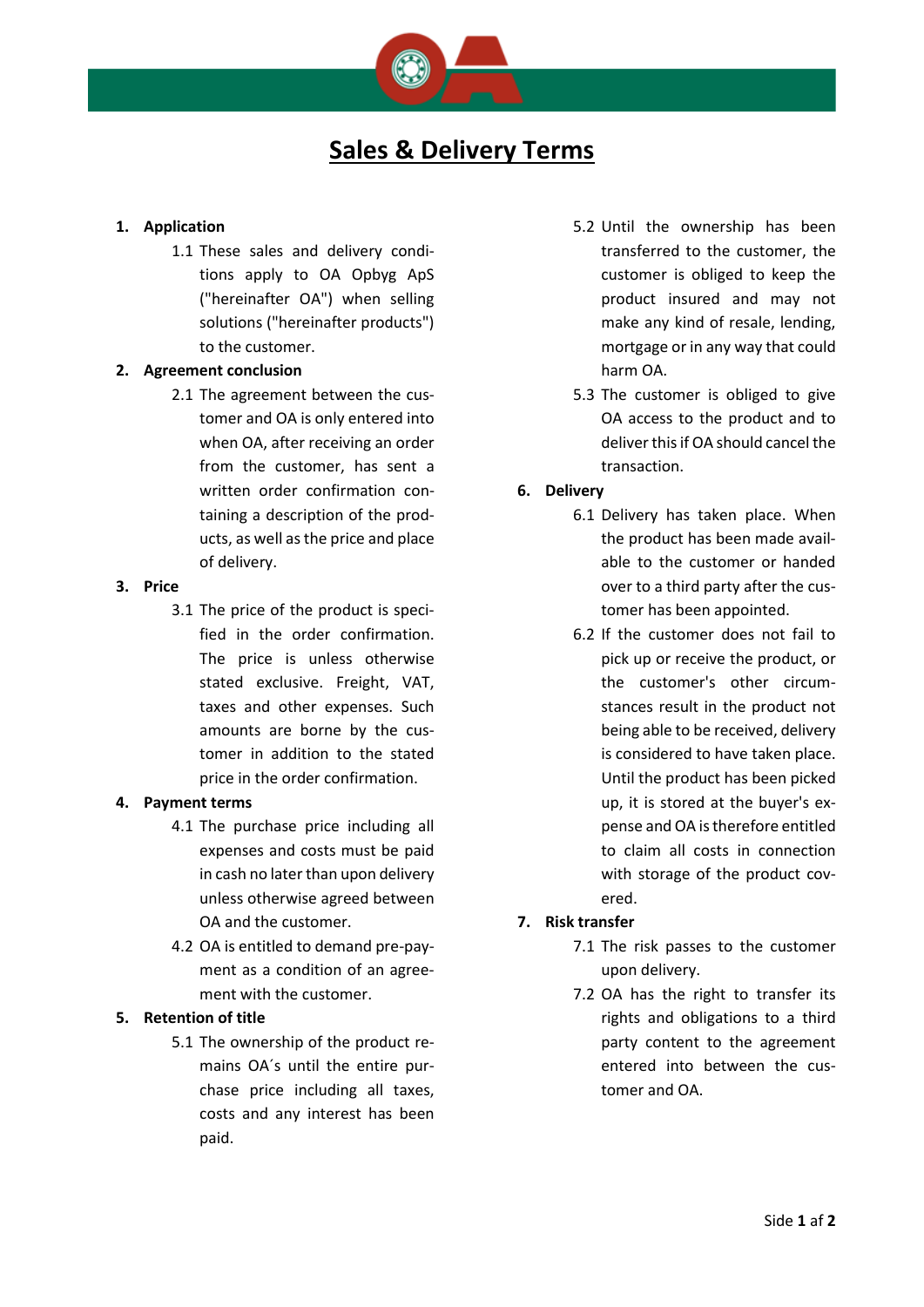# Sales & Delivery Terms

## 1. Application

1.1 These sales and delivery conditions apply to OA Opbyg ApS ("hereinafter OA") when selling solutions ("hereinafter products") to the customer.

## 2. Agreement conclusion

2.1 The agreement between the customer and OA is only entered into when OA, after receiving an order from the customer, has sent a written order confirmation containing a description of the products, as well as the price and place of delivery.

## 3. Price

3.1 The price of the product is specified in the order confirmation. The price is unless otherwise stated exclusive. Freight, VAT, taxes and other expenses. Such amounts are borne by the customer in addition to the stated price in the order confirmation.

## 4. Payment terms

4.1 The purchase price including all expenses and costs must be paid in cash no later than upon delivery unless otherwise agreed between OA and the customer.

4.2 OA is entitled to demand pre-payment as a condition of an agreement with the customer.

## 5. Retention of title

5.1 The ownership of the product remains OA´s until the entire purchase price including all taxes, costs and any interest has been paid.

5.2 Until the ownership has been transferred to the customer, the customer is obliged to keep the product insured and may not make any kind of resale, lending, mortgage or in any way that could harm OA.

5.3 The customer is obliged to give OA access to the product and to deliver this if OA should cancel the transaction.

## 6. Delivery

6.1 Delivery has taken place. When the product has been made available to the customer or handed over to a third party after the customer has been appointed.

6.2 If the customer does not fail to pick up or receive the product, or the customer's other circumstances result in the product not being able to be received, delivery is considered to have taken place. Until the product has been picked up, it is stored at the buyer's expense and OA is therefore entitled to claim all costs in connection with storage of the product covered.

## 7. Risk transfer

7.1 The risk passes to the customer upon delivery.

7.2 OA has the right to transfer its rights and obligations to a third party content to the agreement entered into between the customer and OA.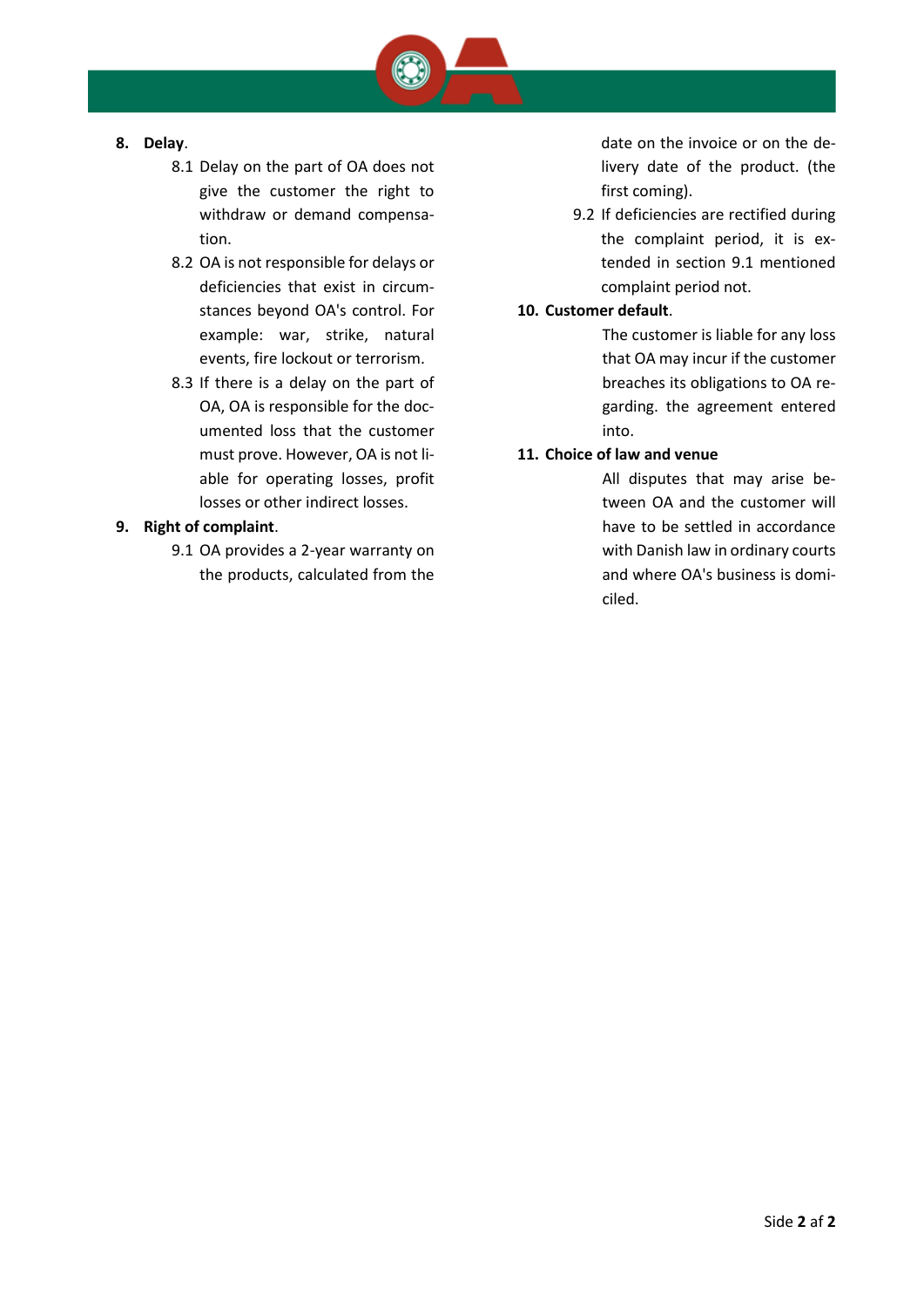**8. Delay**.

8.1 Delay on the part of OA does not give the customer the right to withdraw or demand compensation.

8.2 OA is not responsible for delays or deficiencies that exist in circumstances beyond OA's control. For example: war, strike, natural events, fire lockout or terrorism.

8.3 If there is a delay on the part of OA, OA is responsible for the documented loss that the customer must prove. However, OA is not liable for operating losses, profit losses or other indirect losses.

**9. Right of complaint**.

9.1 OA provides a 2-year warranty on the products, calculated from the date on the invoice or on the delivery date of the product. (the first coming).

9.2 If deficiencies are rectified during the complaint period, it is extended in section 9.1 mentioned complaint period not.

**10. Customer default**.

The customer is liable for any loss that OA may incur if the customer breaches its obligations to OA regarding. the agreement entered into.

**11. Choice of law and venue**

All disputes that may arise between OA and the customer will have to be settled in accordance with Danish law in ordinary courts and where OA's business is domiciled.